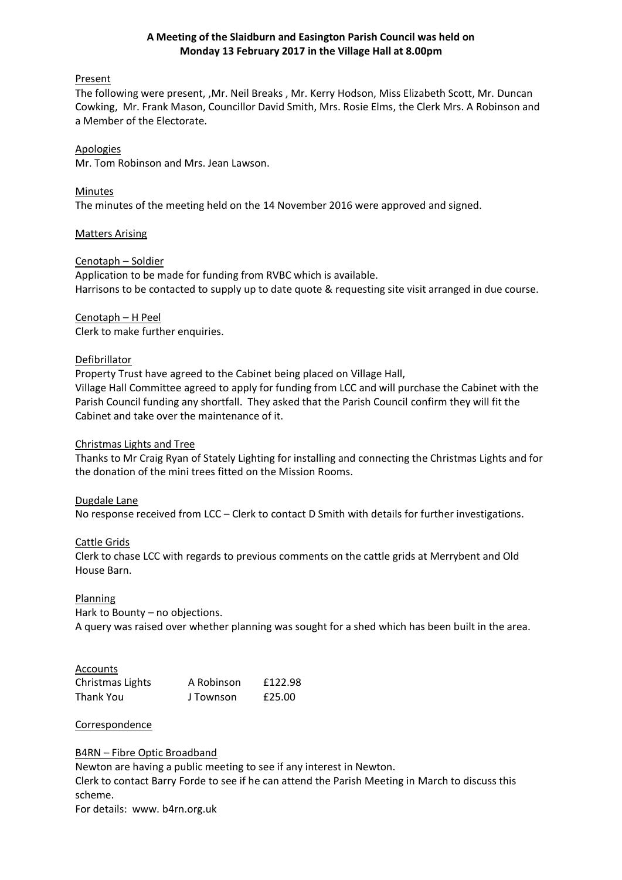**A Meeting of the Slaidburn and Easington Parish Council was held on Monday 13 February 2017 in the Village Hall at 8.00pm**

Present

The following were present, ,Mr. Neil Breaks , Mr. Kerry Hodson, Miss Elizabeth Scott, Mr. Duncan Cowking, Mr. Frank Mason, Councillor David Smith, Mrs. Rosie Elms, the Clerk Mrs. A Robinson and a Member of the Electorate.

Apologies

Mr. Tom Robinson and Mrs. Jean Lawson.

Minutes

The minutes of the meeting held on the 14 November 2016 were approved and signed.

Matters Arising

Cenotaph – Soldier

Application to be made for funding from RVBC which is available.
Harrisons to be contacted to supply up to date quote & requesting site visit arranged in due course.

Cenotaph – H Peel

Clerk to make further enquiries.

Defibrillator

Property Trust have agreed to the Cabinet being placed on Village Hall,
Village Hall Committee agreed to apply for funding from LCC and will purchase the Cabinet with the Parish Council funding any shortfall. They asked that the Parish Council confirm they will fit the Cabinet and take over the maintenance of it.

Christmas Lights and Tree

Thanks to Mr Craig Ryan of Stately Lighting for installing and connecting the Christmas Lights and for the donation of the mini trees fitted on the Mission Rooms.

Dugdale Lane

No response received from LCC – Clerk to contact D Smith with details for further investigations.

Cattle Grids

Clerk to chase LCC with regards to previous comments on the cattle grids at Merrybent and Old House Barn.

Planning

Hark to Bounty – no objections.
A query was raised over whether planning was sought for a shed which has been built in the area.

Accounts

| | | |
|---|---|---|
| Christmas Lights | A Robinson | £122.98 |
| Thank You | J Townson | £25.00 |

Correspondence

B4RN – Fibre Optic Broadband

Newton are having a public meeting to see if any interest in Newton.
Clerk to contact Barry Forde to see if he can attend the Parish Meeting in March to discuss this scheme.
For details: www. b4rn.org.uk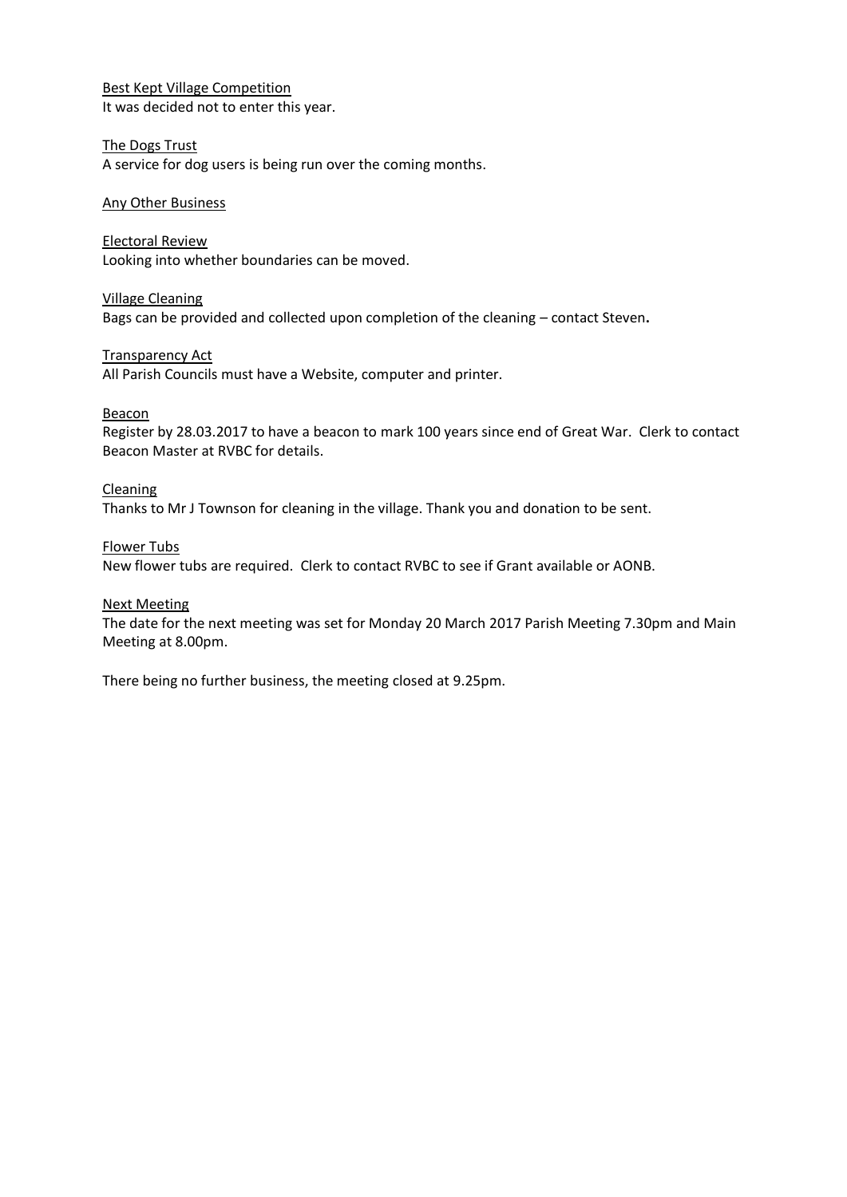Best Kept Village Competition

It was decided not to enter this year.

The Dogs Trust

A service for dog users is being run over the coming months.

Any Other Business

Electoral Review

Looking into whether boundaries can be moved.

Village Cleaning

Bags can be provided and collected upon completion of the cleaning – contact Steven**.**

Transparency Act

All Parish Councils must have a Website, computer and printer.

Beacon

Register by 28.03.2017 to have a beacon to mark 100 years since end of Great War. Clerk to contact Beacon Master at RVBC for details.

Cleaning

Thanks to Mr J Townson for cleaning in the village. Thank you and donation to be sent.

Flower Tubs

New flower tubs are required. Clerk to contact RVBC to see if Grant available or AONB.

Next Meeting

The date for the next meeting was set for Monday 20 March 2017 Parish Meeting 7.30pm and Main Meeting at 8.00pm.

There being no further business, the meeting closed at 9.25pm.